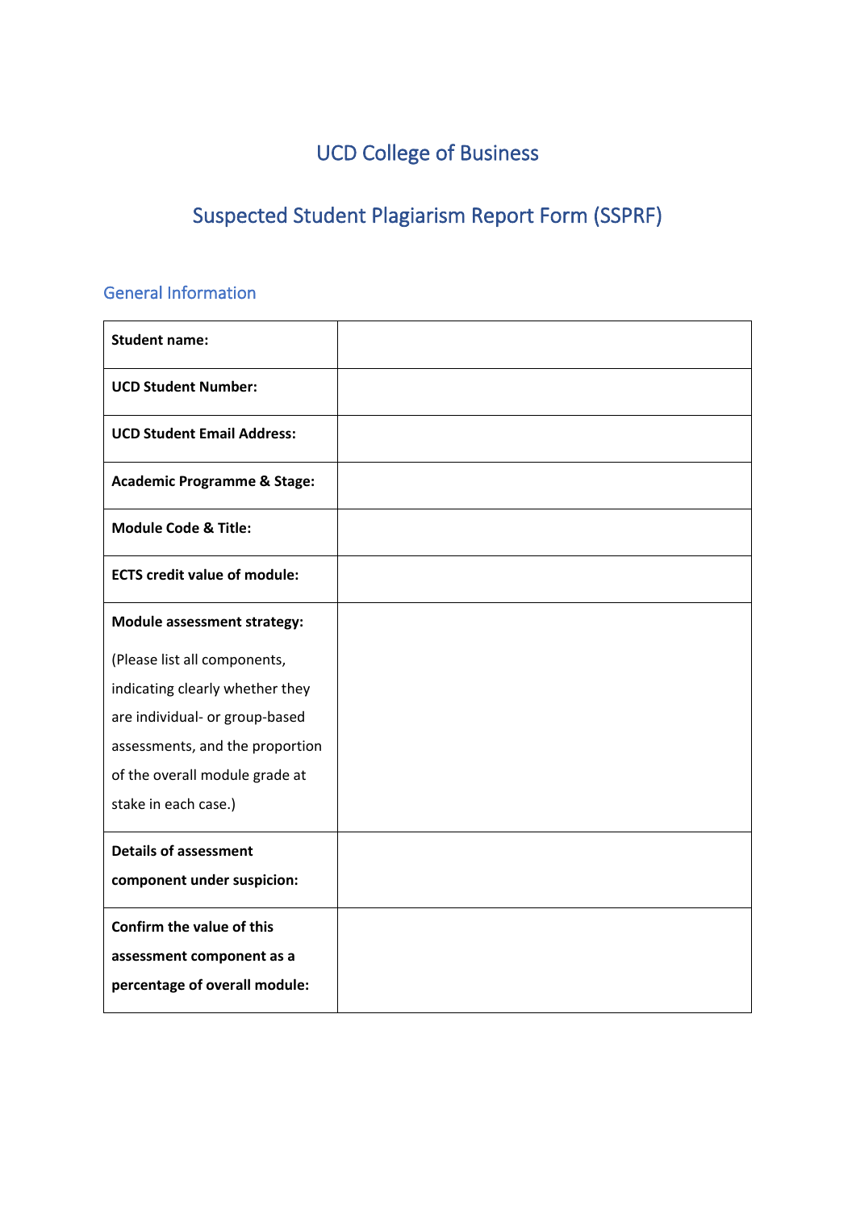# UCD College of Business

## Suspected Student Plagiarism Report Form (SSPRF)

### General Information

| | |
|---|---|
| **Student name:** | |
| **UCD Student Number:** | |
| **UCD Student Email Address:** | |
| **Academic Programme & Stage:** | |
| **Module Code & Title:** | |
| **ECTS credit value of module:** | |
| **Module assessment strategy:** (Please list all components, indicating clearly whether they are individual- or group-based assessments, and the proportion of the overall module grade at stake in each case.) | |
| **Details of assessment component under suspicion:** | |
| **Confirm the value of this assessment component as a percentage of overall module:** | |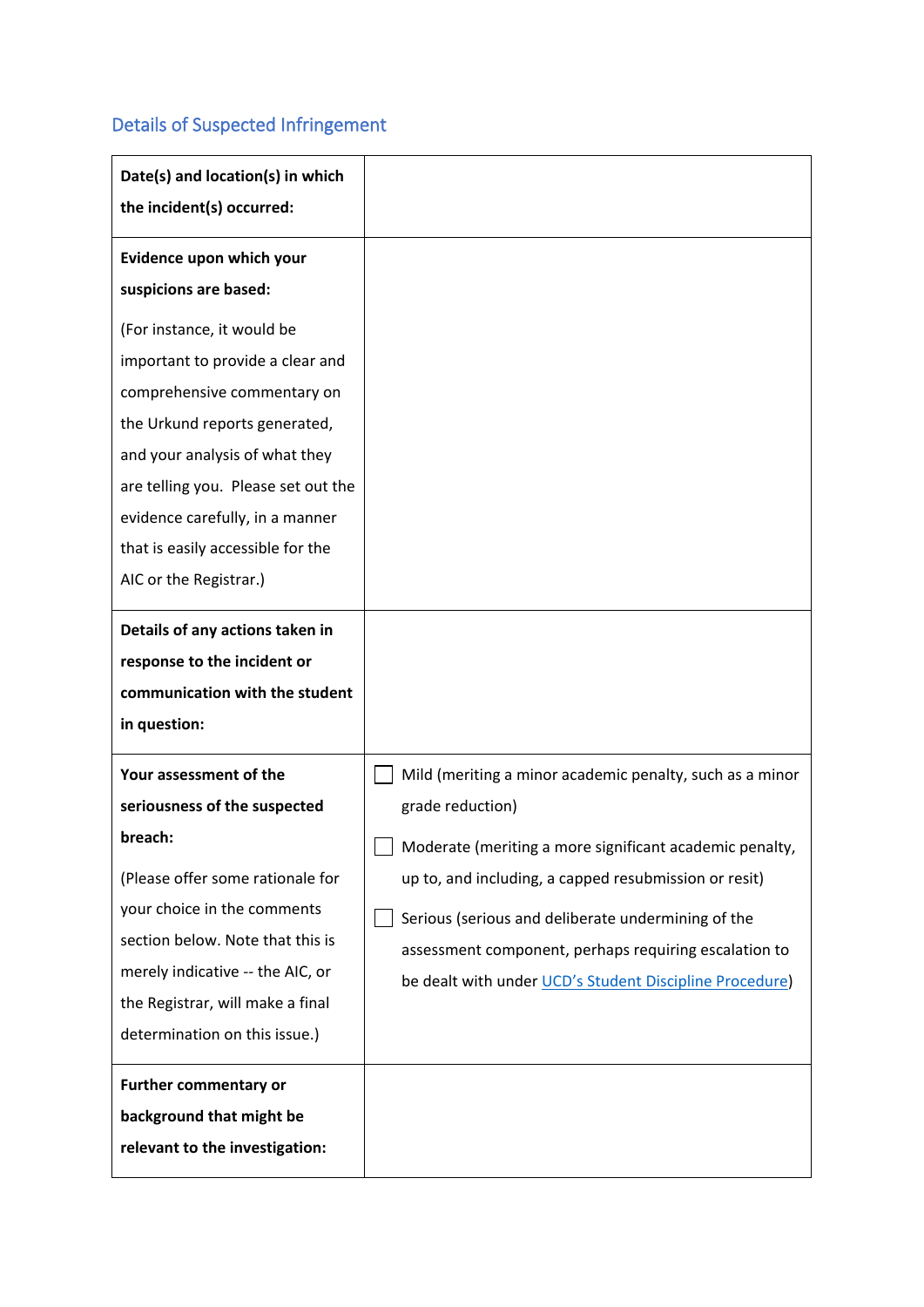## Details of Suspected Infringement

| | |
|---|---|
| **Date(s) and location(s) in which the incident(s) occurred:** | |
| **Evidence upon which your suspicions are based:**<br><br>(For instance, it would be important to provide a clear and comprehensive commentary on the Urkund reports generated, and your analysis of what they are telling you. Please set out the evidence carefully, in a manner that is easily accessible for the AIC or the Registrar.) | |
| **Details of any actions taken in response to the incident or communication with the student in question:** | |
| **Your assessment of the seriousness of the suspected breach:**<br><br>(Please offer some rationale for your choice in the comments section below. Note that this is merely indicative -- the AIC, or the Registrar, will make a final determination on this issue.) | ☐ Mild (meriting a minor academic penalty, such as a minor grade reduction)<br><br>☐ Moderate (meriting a more significant academic penalty, up to, and including, a capped resubmission or resit)<br><br>☐ Serious (serious and deliberate undermining of the assessment component, perhaps requiring escalation to be dealt with under UCD's Student Discipline Procedure) |
| **Further commentary or background that might be relevant to the investigation:** | |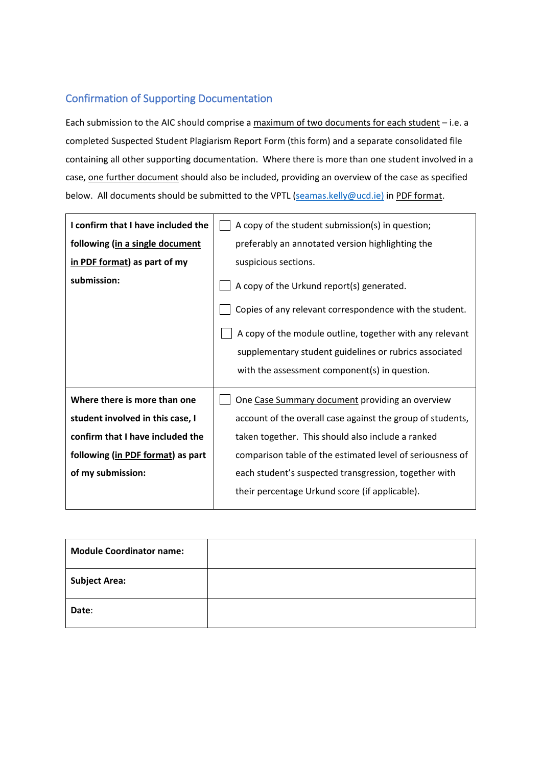## Confirmation of Supporting Documentation

Each submission to the AIC should comprise a maximum of two documents for each student – i.e. a completed Suspected Student Plagiarism Report Form (this form) and a separate consolidated file containing all other supporting documentation. Where there is more than one student involved in a case, one further document should also be included, providing an overview of the case as specified below. All documents should be submitted to the VPTL (seamas.kelly@ucd.ie) in PDF format.

| | |
|---|---|
| **I confirm that I have included the following (in a single document in PDF format) as part of my submission:** | ☐ A copy of the student submission(s) in question; preferably an annotated version highlighting the suspicious sections.<br><br>☐ A copy of the Urkund report(s) generated.<br><br>☐ Copies of any relevant correspondence with the student.<br><br>☐ A copy of the module outline, together with any relevant supplementary student guidelines or rubrics associated with the assessment component(s) in question. |
| **Where there is more than one student involved in this case, I confirm that I have included the following (in PDF format) as part of my submission:** | ☐ One Case Summary document providing an overview account of the overall case against the group of students, taken together. This should also include a ranked comparison table of the estimated level of seriousness of each student's suspected transgression, together with their percentage Urkund score (if applicable). |

| | |
|---|---|
| **Module Coordinator name:** | |
| **Subject Area:** | |
| **Date:** | |